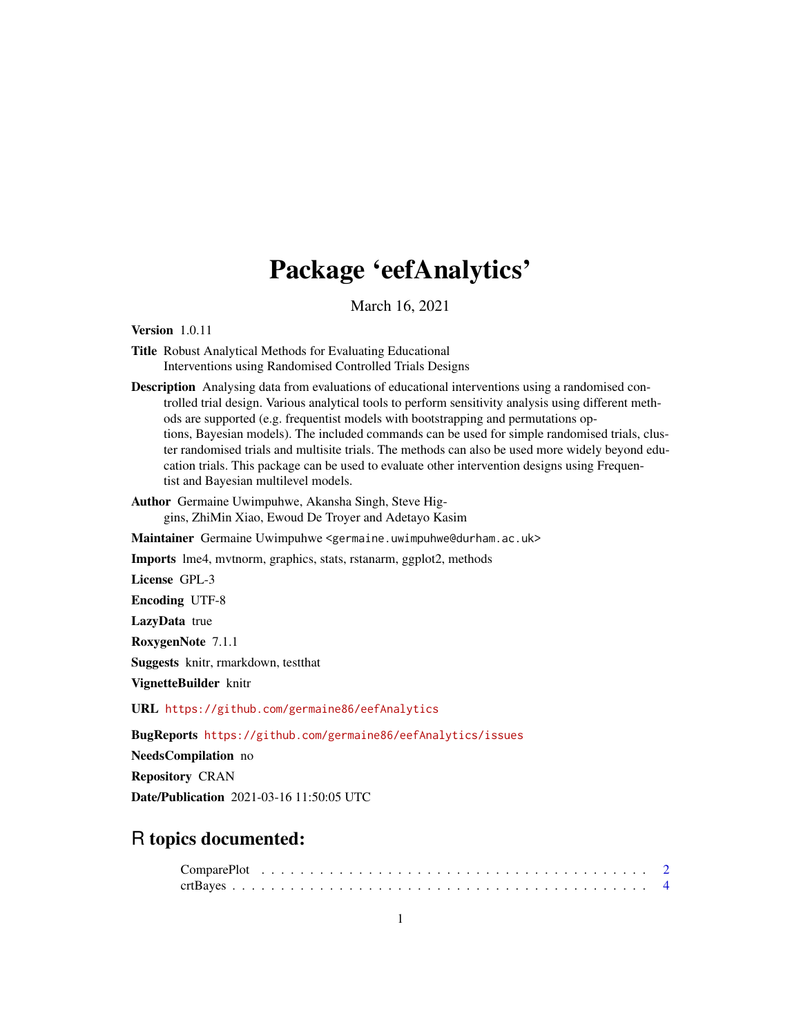# Package 'eefAnalytics'

March 16, 2021

**Version** 1.0.11

**Title** Robust Analytical Methods for Evaluating Educational Interventions using Randomised Controlled Trials Designs

**Description** Analysing data from evaluations of educational interventions using a randomised controlled trial design. Various analytical tools to perform sensitivity analysis using different methods are supported (e.g. frequentist models with bootstrapping and permutations options, Bayesian models). The included commands can be used for simple randomised trials, cluster randomised trials and multisite trials. The methods can also be used more widely beyond education trials. This package can be used to evaluate other intervention designs using Frequentist and Bayesian multilevel models.

**Author** Germaine Uwimpuhwe, Akansha Singh, Steve Higgins, ZhiMin Xiao, Ewoud De Troyer and Adetayo Kasim

**Maintainer** Germaine Uwimpuhwe <germaine.uwimpuhwe@durham.ac.uk>

**Imports** lme4, mvtnorm, graphics, stats, rstanarm, ggplot2, methods

**License** GPL-3

**Encoding** UTF-8

**LazyData** true

**RoxygenNote** 7.1.1

**Suggests** knitr, rmarkdown, testthat

**VignetteBuilder** knitr

**URL** https://github.com/germaine86/eefAnalytics

**BugReports** https://github.com/germaine86/eefAnalytics/issues

**NeedsCompilation** no

**Repository** CRAN

**Date/Publication** 2021-03-16 11:50:05 UTC

## R topics documented:

ComparePlot . . . . . . . . . . . . . . . . . . . . . . . . . . . . . . . . . . . . . . 2
crtBayes . . . . . . . . . . . . . . . . . . . . . . . . . . . . . . . . . . . . . . . . 4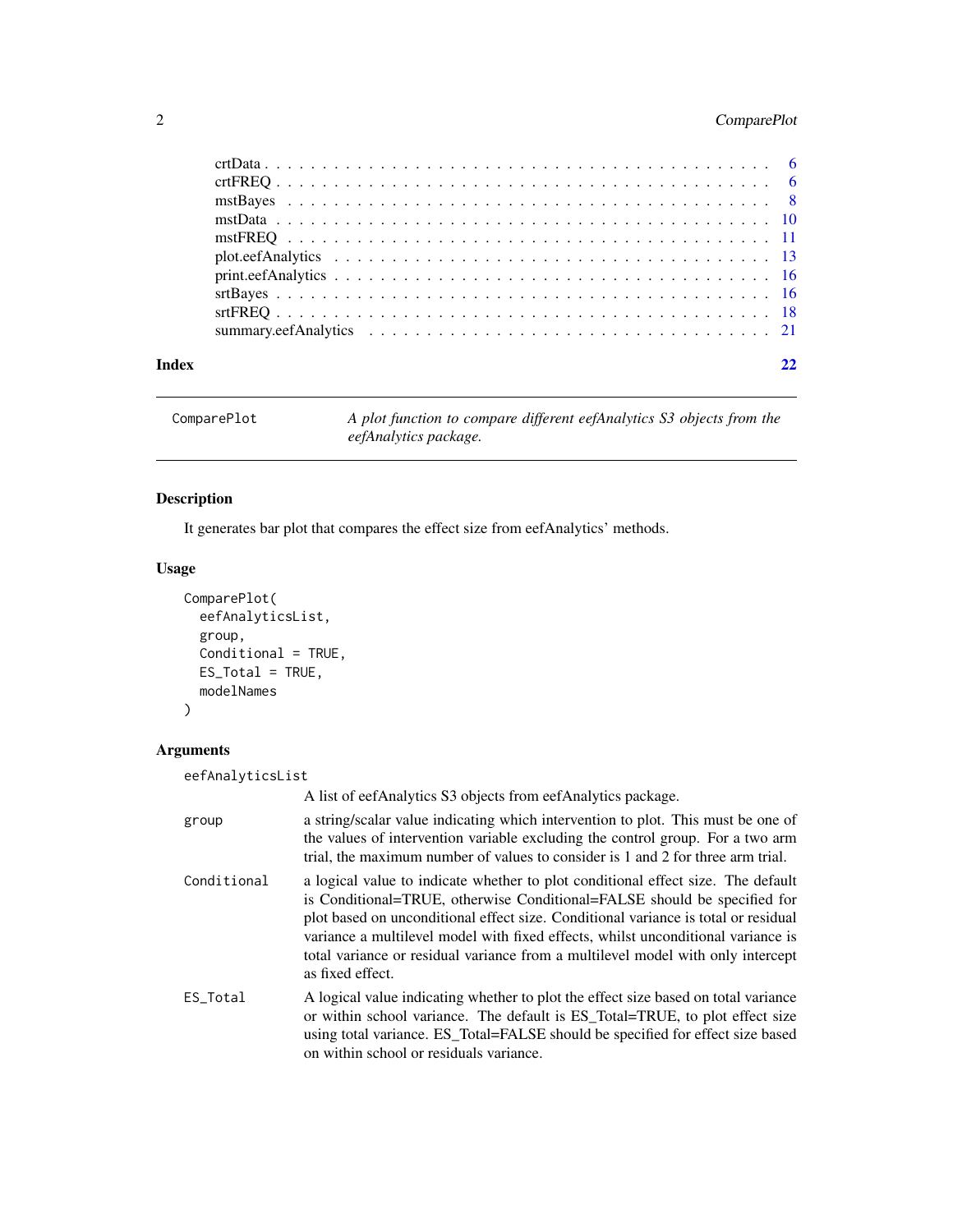| | |
|---|---|
| crtData | 6 |
| crtFREQ | 6 |
| mstBayes | 8 |
| mstData | 10 |
| mstFREQ | 11 |
| plot.eefAnalytics | 13 |
| print.eefAnalytics | 16 |
| srtBayes | 16 |
| srtFREQ | 18 |
| summary.eefAnalytics | 21 |

**Index** 22

---

## ComparePlot

*A plot function to compare different eefAnalytics S3 objects from the eefAnalytics package.*

### Description

It generates bar plot that compares the effect size from eefAnalytics' methods.

### Usage

```
ComparePlot(
  eefAnalyticsList,
  group,
  Conditional = TRUE,
  ES_Total = TRUE,
  modelNames
)
```

### Arguments

| | |
|---|---|
| eefAnalyticsList | A list of eefAnalytics S3 objects from eefAnalytics package. |
| group | a string/scalar value indicating which intervention to plot. This must be one of the values of intervention variable excluding the control group. For a two arm trial, the maximum number of values to consider is 1 and 2 for three arm trial. |
| Conditional | a logical value to indicate whether to plot conditional effect size. The default is Conditional=TRUE, otherwise Conditional=FALSE should be specified for plot based on unconditional effect size. Conditional variance is total or residual variance a multilevel model with fixed effects, whilst unconditional variance is total variance or residual variance from a multilevel model with only intercept as fixed effect. |
| ES_Total | A logical value indicating whether to plot the effect size based on total variance or within school variance. The default is ES_Total=TRUE, to plot effect size using total variance. ES_Total=FALSE should be specified for effect size based on within school or residuals variance. |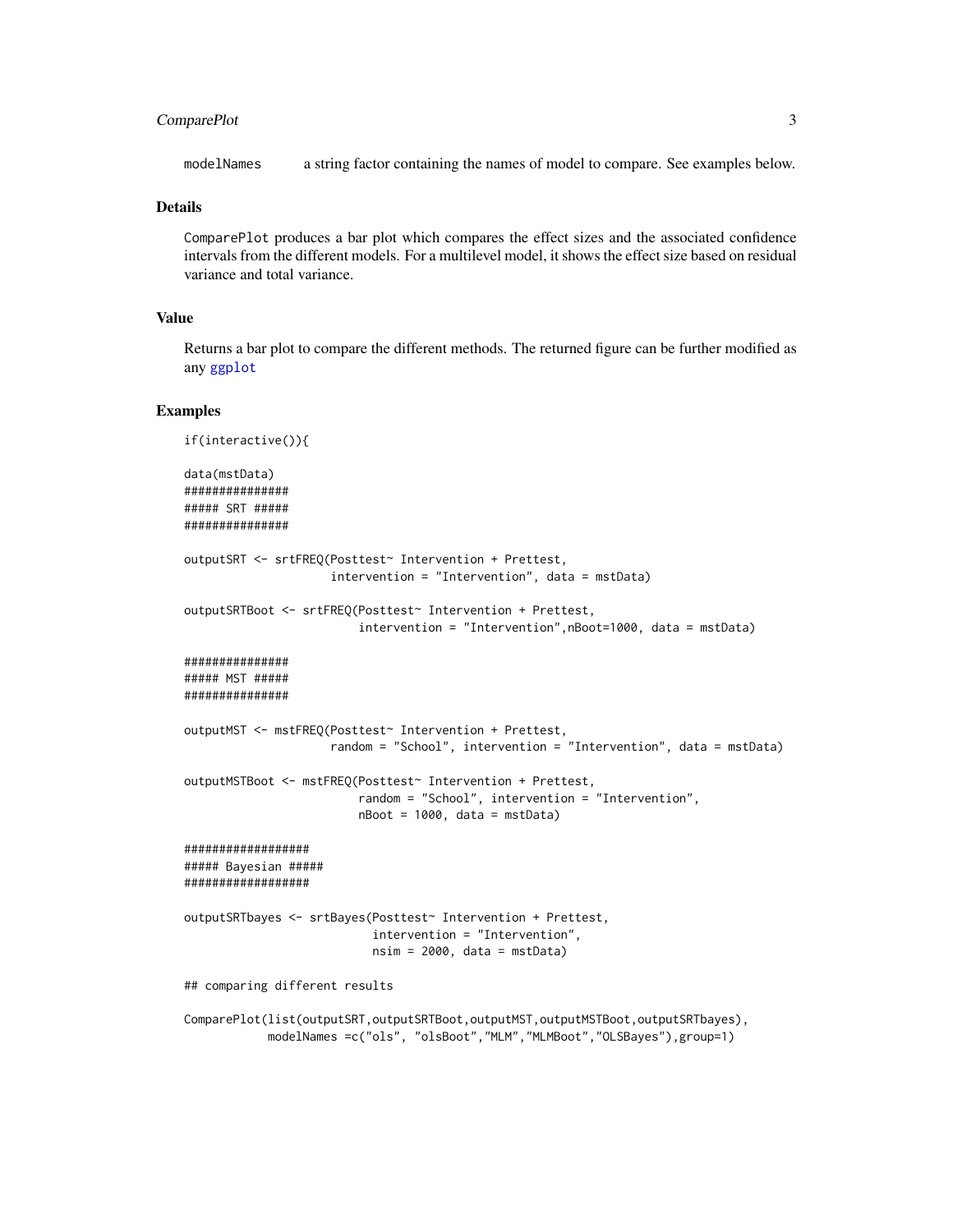modelNames a string factor containing the names of model to compare. See examples below.

## Details

ComparePlot produces a bar plot which compares the effect sizes and the associated confidence intervals from the different models. For a multilevel model, it shows the effect size based on residual variance and total variance.

## Value

Returns a bar plot to compare the different methods. The returned figure can be further modified as any ggplot

## Examples

```
if(interactive()){

data(mstData)
###############
##### SRT #####
###############

outputSRT <- srtFREQ(Posttest~ Intervention + Prettest,
                     intervention = "Intervention", data = mstData)

outputSRTBoot <- srtFREQ(Posttest~ Intervention + Prettest,
                         intervention = "Intervention",nBoot=1000, data = mstData)

###############
##### MST #####
###############

outputMST <- mstFREQ(Posttest~ Intervention + Prettest,
                     random = "School", intervention = "Intervention", data = mstData)

outputMSTBoot <- mstFREQ(Posttest~ Intervention + Prettest,
                         random = "School", intervention = "Intervention",
                         nBoot = 1000, data = mstData)

##################
##### Bayesian #####
##################

outputSRTbayes <- srtBayes(Posttest~ Intervention + Prettest,
                           intervention = "Intervention",
                           nsim = 2000, data = mstData)

## comparing different results

ComparePlot(list(outputSRT,outputSRTBoot,outputMST,outputMSTBoot,outputSRTbayes),
            modelNames =c("ols", "olsBoot","MLM","MLMBoot","OLSBayes"),group=1)
```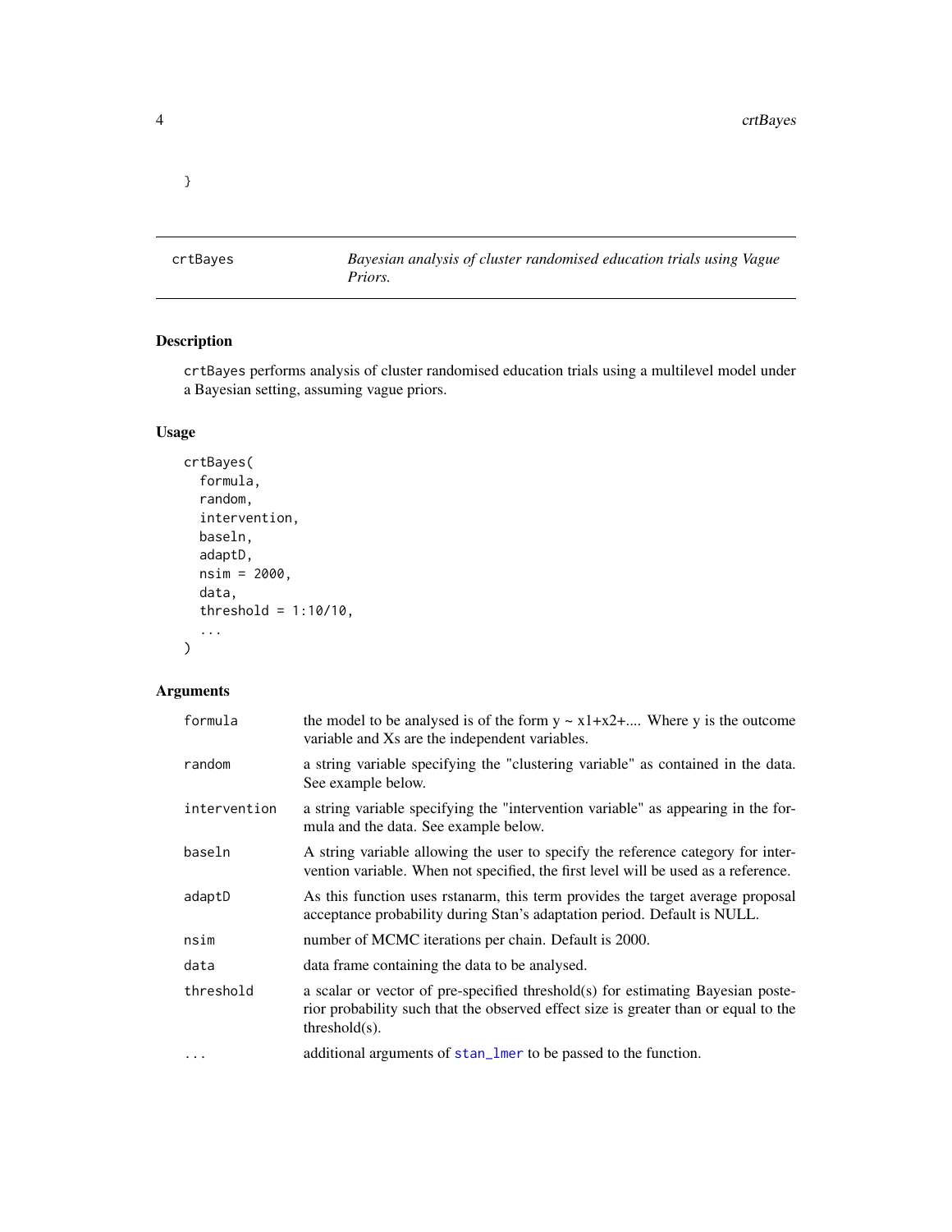```
}
```

## crtBayes — *Bayesian analysis of cluster randomised education trials using Vague Priors.*

### Description

crtBayes performs analysis of cluster randomised education trials using a multilevel model under a Bayesian setting, assuming vague priors.

### Usage

```
crtBayes(
  formula,
  random,
  intervention,
  baseln,
  adaptD,
  nsim = 2000,
  data,
  threshold = 1:10/10,
  ...
)
```

### Arguments

| Argument | Description |
|---|---|
| formula | the model to be analysed is of the form y ~ x1+x2+.... Where y is the outcome variable and Xs are the independent variables. |
| random | a string variable specifying the "clustering variable" as contained in the data. See example below. |
| intervention | a string variable specifying the "intervention variable" as appearing in the formula and the data. See example below. |
| baseln | A string variable allowing the user to specify the reference category for intervention variable. When not specified, the first level will be used as a reference. |
| adaptD | As this function uses rstanarm, this term provides the target average proposal acceptance probability during Stan's adaptation period. Default is NULL. |
| nsim | number of MCMC iterations per chain. Default is 2000. |
| data | data frame containing the data to be analysed. |
| threshold | a scalar or vector of pre-specified threshold(s) for estimating Bayesian posterior probability such that the observed effect size is greater than or equal to the threshold(s). |
| ... | additional arguments of stan_lmer to be passed to the function. |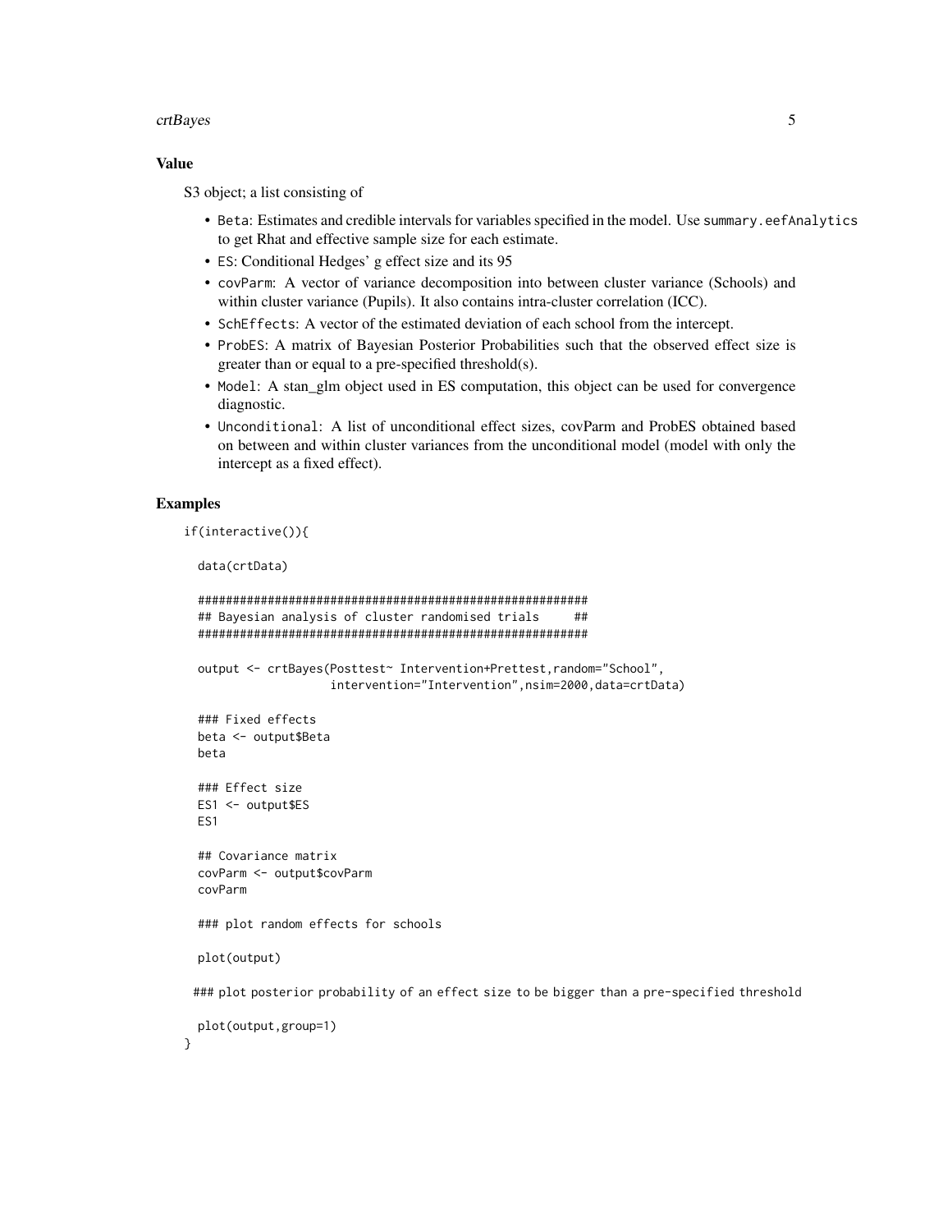## Value

S3 object; a list consisting of

- `Beta`: Estimates and credible intervals for variables specified in the model. Use `summary.eefAnalytics` to get Rhat and effective sample size for each estimate.
- `ES`: Conditional Hedges' g effect size and its 95
- `covParm`: A vector of variance decomposition into between cluster variance (Schools) and within cluster variance (Pupils). It also contains intra-cluster correlation (ICC).
- `SchEffects`: A vector of the estimated deviation of each school from the intercept.
- `ProbES`: A matrix of Bayesian Posterior Probabilities such that the observed effect size is greater than or equal to a pre-specified threshold(s).
- `Model`: A stan_glm object used in ES computation, this object can be used for convergence diagnostic.
- `Unconditional`: A list of unconditional effect sizes, covParm and ProbES obtained based on between and within cluster variances from the unconditional model (model with only the intercept as a fixed effect).

## Examples

```
if(interactive()){

  data(crtData)

  ########################################################
  ## Bayesian analysis of cluster randomised trials     ##
  ########################################################

  output <- crtBayes(Posttest~ Intervention+Prettest,random="School",
                     intervention="Intervention",nsim=2000,data=crtData)

  ### Fixed effects
  beta <- output$Beta
  beta

  ### Effect size
  ES1 <- output$ES
  ES1

  ## Covariance matrix
  covParm <- output$covParm
  covParm

  ### plot random effects for schools

  plot(output)

 ### plot posterior probability of an effect size to be bigger than a pre-specified threshold

  plot(output,group=1)
}
```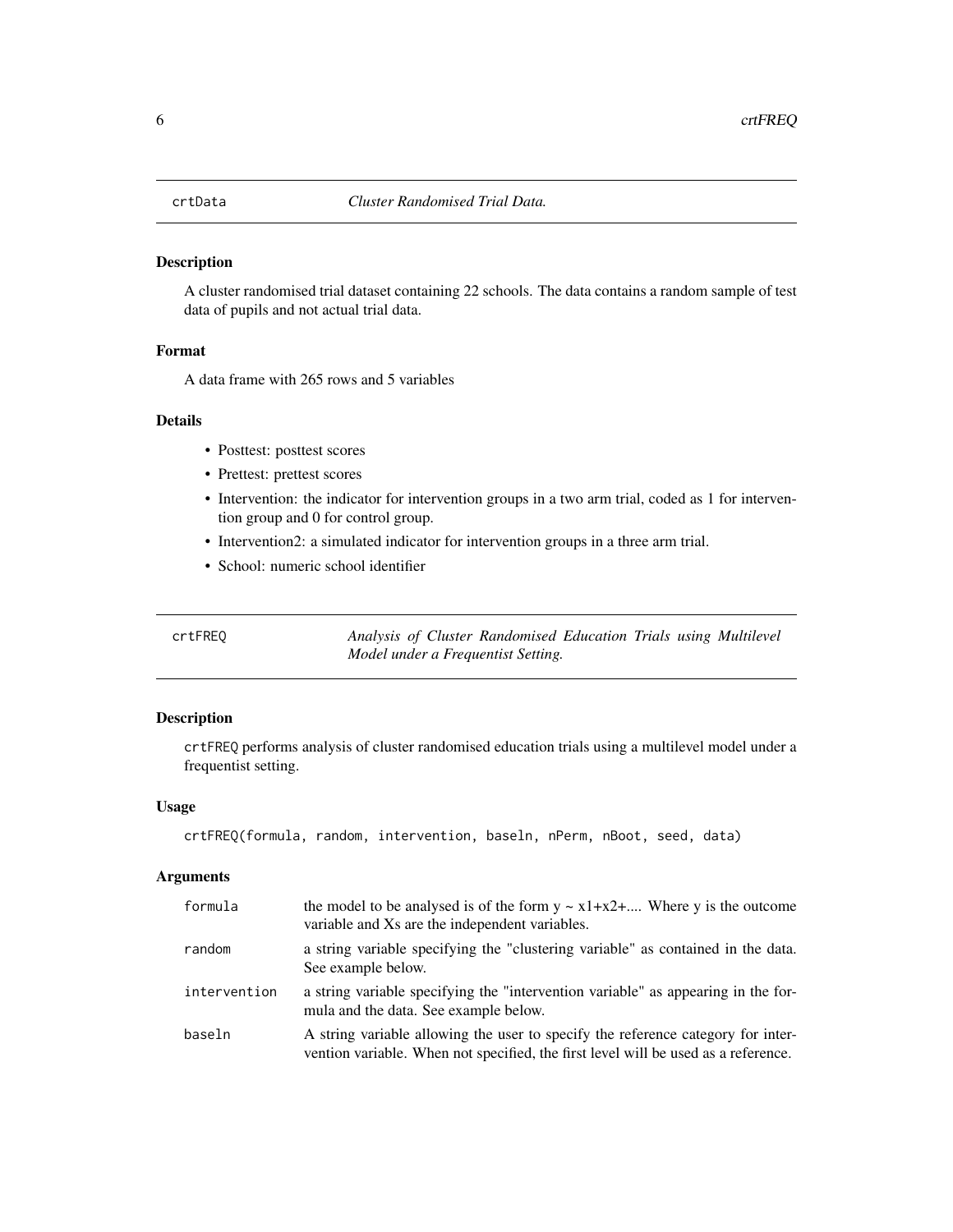## crtData — *Cluster Randomised Trial Data.*

### Description

A cluster randomised trial dataset containing 22 schools. The data contains a random sample of test data of pupils and not actual trial data.

### Format

A data frame with 265 rows and 5 variables

### Details

- Posttest: posttest scores
- Prettest: prettest scores
- Intervention: the indicator for intervention groups in a two arm trial, coded as 1 for intervention group and 0 for control group.
- Intervention2: a simulated indicator for intervention groups in a three arm trial.
- School: numeric school identifier

## crtFREQ — *Analysis of Cluster Randomised Education Trials using Multilevel Model under a Frequentist Setting.*

### Description

`crtFREQ` performs analysis of cluster randomised education trials using a multilevel model under a frequentist setting.

### Usage

```
crtFREQ(formula, random, intervention, baseln, nPerm, nBoot, seed, data)
```

### Arguments

| | |
|---|---|
| `formula` | the model to be analysed is of the form y ~ x1+x2+.... Where y is the outcome variable and Xs are the independent variables. |
| `random` | a string variable specifying the "clustering variable" as contained in the data. See example below. |
| `intervention` | a string variable specifying the "intervention variable" as appearing in the formula and the data. See example below. |
| `baseln` | A string variable allowing the user to specify the reference category for intervention variable. When not specified, the first level will be used as a reference. |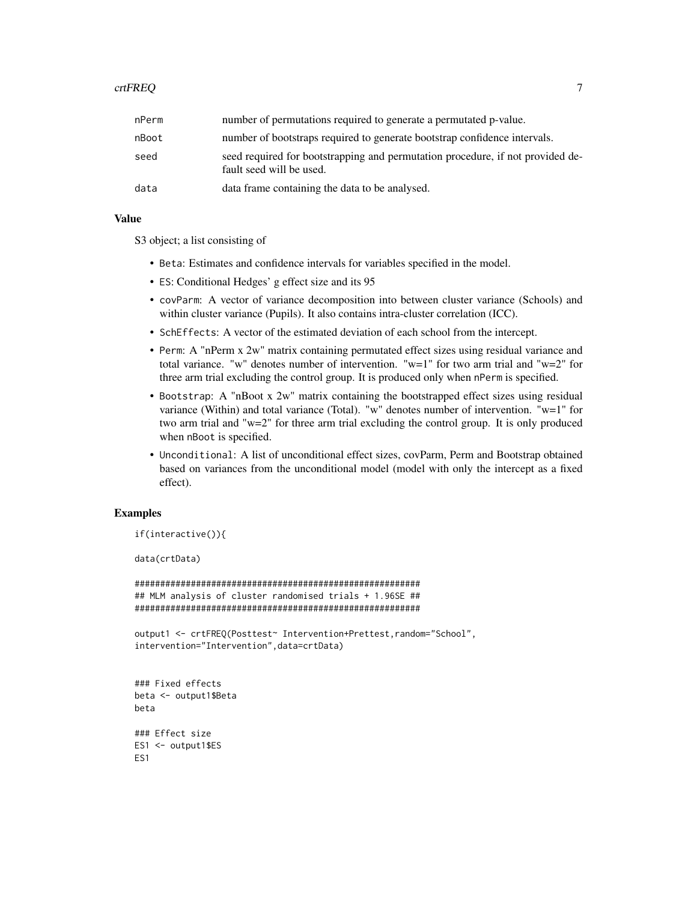| | |
|---|---|
| nPerm | number of permutations required to generate a permutated p-value. |
| nBoot | number of bootstraps required to generate bootstrap confidence intervals. |
| seed | seed required for bootstrapping and permutation procedure, if not provided default seed will be used. |
| data | data frame containing the data to be analysed. |

### Value

S3 object; a list consisting of

- `Beta`: Estimates and confidence intervals for variables specified in the model.
- `ES`: Conditional Hedges' g effect size and its 95
- `covParm`: A vector of variance decomposition into between cluster variance (Schools) and within cluster variance (Pupils). It also contains intra-cluster correlation (ICC).
- `SchEffects`: A vector of the estimated deviation of each school from the intercept.
- `Perm`: A "nPerm x 2w" matrix containing permutated effect sizes using residual variance and total variance. "w" denotes number of intervention. "w=1" for two arm trial and "w=2" for three arm trial excluding the control group. It is produced only when `nPerm` is specified.
- `Bootstrap`: A "nBoot x 2w" matrix containing the bootstrapped effect sizes using residual variance (Within) and total variance (Total). "w" denotes number of intervention. "w=1" for two arm trial and "w=2" for three arm trial excluding the control group. It is only produced when `nBoot` is specified.
- `Unconditional`: A list of unconditional effect sizes, covParm, Perm and Bootstrap obtained based on variances from the unconditional model (model with only the intercept as a fixed effect).

### Examples

```
if(interactive()){

data(crtData)

########################################################
## MLM analysis of cluster randomised trials + 1.96SE ##
########################################################

output1 <- crtFREQ(Posttest~ Intervention+Prettest,random="School",
intervention="Intervention",data=crtData)


### Fixed effects
beta <- output1$Beta
beta

### Effect size
ES1 <- output1$ES
ES1
```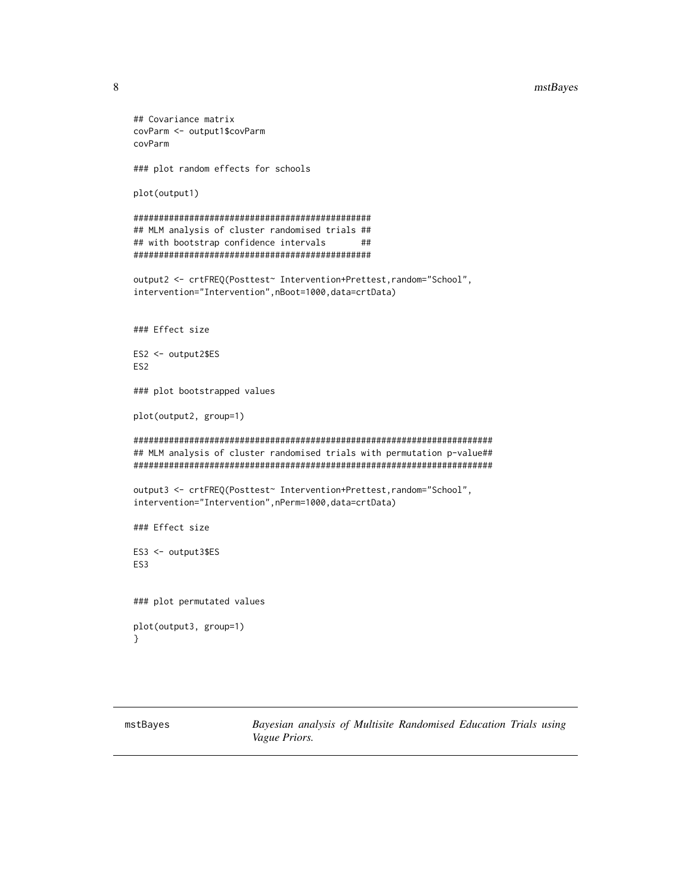```
## Covariance matrix
covParm <- output1$covParm
covParm

### plot random effects for schools

plot(output1)

###############################################
## MLM analysis of cluster randomised trials ##
## with bootstrap confidence intervals       ##
###############################################

output2 <- crtFREQ(Posttest~ Intervention+Prettest,random="School",
intervention="Intervention",nBoot=1000,data=crtData)


### Effect size

ES2 <- output2$ES
ES2

### plot bootstrapped values

plot(output2, group=1)

#######################################################################
## MLM analysis of cluster randomised trials with permutation p-value##
#######################################################################

output3 <- crtFREQ(Posttest~ Intervention+Prettest,random="School",
intervention="Intervention",nPerm=1000,data=crtData)

### Effect size

ES3 <- output3$ES
ES3


### plot permutated values

plot(output3, group=1)
}
```

---

mstBayes *Bayesian analysis of Multisite Randomised Education Trials using Vague Priors.*

---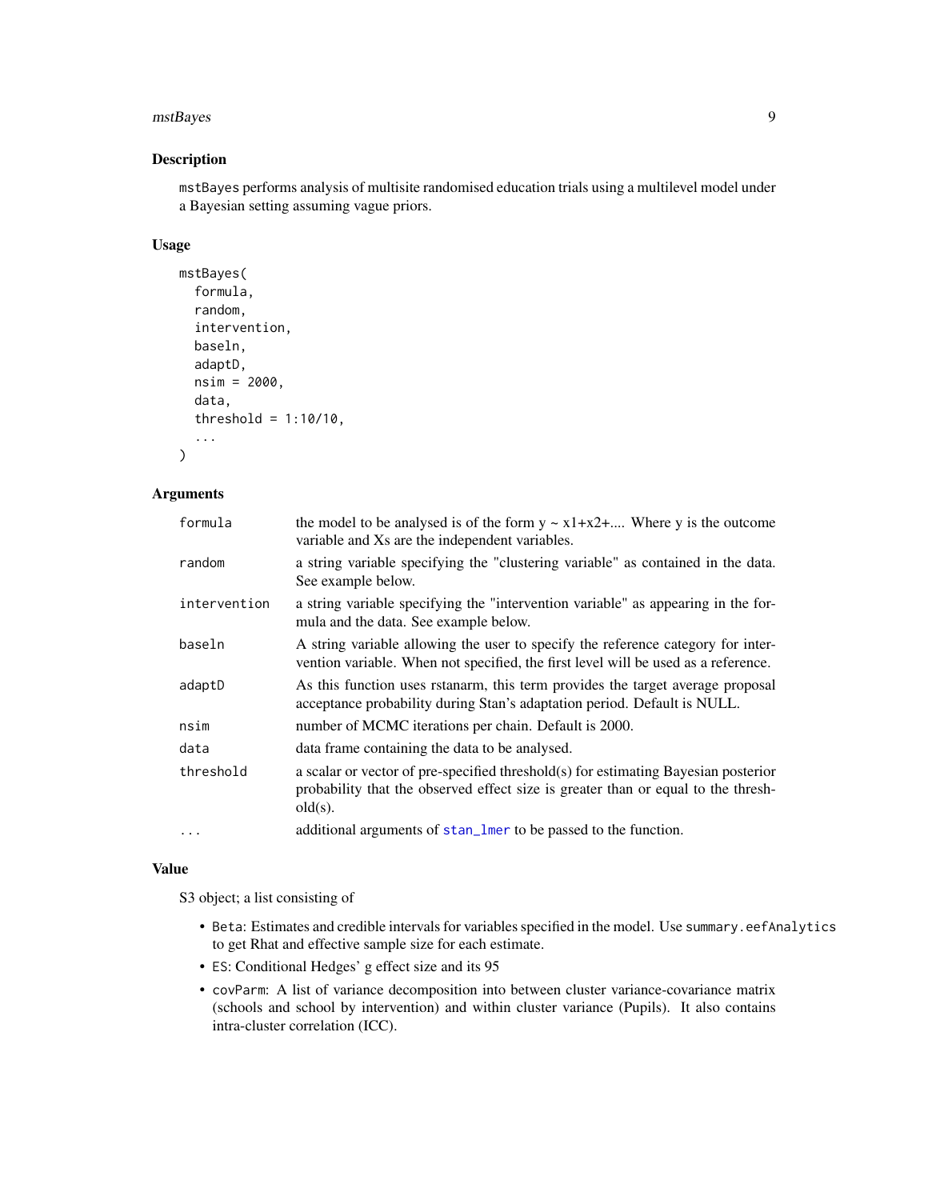## Description

`mstBayes` performs analysis of multisite randomised education trials using a multilevel model under a Bayesian setting assuming vague priors.

## Usage

```
mstBayes(
  formula,
  random,
  intervention,
  baseln,
  adaptD,
  nsim = 2000,
  data,
  threshold = 1:10/10,
  ...
)
```

## Arguments

| | |
|---|---|
| `formula` | the model to be analysed is of the form y ~ x1+x2+.... Where y is the outcome variable and Xs are the independent variables. |
| `random` | a string variable specifying the "clustering variable" as contained in the data. See example below. |
| `intervention` | a string variable specifying the "intervention variable" as appearing in the formula and the data. See example below. |
| `baseln` | A string variable allowing the user to specify the reference category for intervention variable. When not specified, the first level will be used as a reference. |
| `adaptD` | As this function uses rstanarm, this term provides the target average proposal acceptance probability during Stan's adaptation period. Default is NULL. |
| `nsim` | number of MCMC iterations per chain. Default is 2000. |
| `data` | data frame containing the data to be analysed. |
| `threshold` | a scalar or vector of pre-specified threshold(s) for estimating Bayesian posterior probability that the observed effect size is greater than or equal to the threshold(s). |
| `...` | additional arguments of `stan_lmer` to be passed to the function. |

## Value

S3 object; a list consisting of

- `Beta`: Estimates and credible intervals for variables specified in the model. Use `summary.eefAnalytics` to get Rhat and effective sample size for each estimate.
- `ES`: Conditional Hedges' g effect size and its 95
- `covParm`: A list of variance decomposition into between cluster variance-covariance matrix (schools and school by intervention) and within cluster variance (Pupils). It also contains intra-cluster correlation (ICC).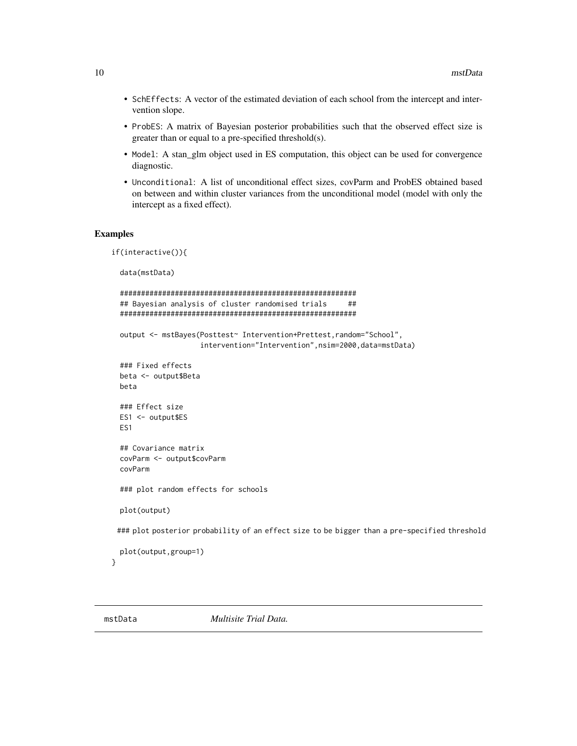- SchEffects: A vector of the estimated deviation of each school from the intercept and intervention slope.
- ProbES: A matrix of Bayesian posterior probabilities such that the observed effect size is greater than or equal to a pre-specified threshold(s).
- Model: A stan_glm object used in ES computation, this object can be used for convergence diagnostic.
- Unconditional: A list of unconditional effect sizes, covParm and ProbES obtained based on between and within cluster variances from the unconditional model (model with only the intercept as a fixed effect).

## Examples

```
if(interactive()){

  data(mstData)

  ########################################################
  ## Bayesian analysis of cluster randomised trials     ##
  ########################################################

  output <- mstBayes(Posttest~ Intervention+Prettest,random="School",
                     intervention="Intervention",nsim=2000,data=mstData)

  ### Fixed effects
  beta <- output$Beta
  beta

  ### Effect size
  ES1 <- output$ES
  ES1

  ## Covariance matrix
  covParm <- output$covParm
  covParm

  ### plot random effects for schools

  plot(output)

 ### plot posterior probability of an effect size to be bigger than a pre-specified threshold

  plot(output,group=1)
}
```

---

mstData    *Multisite Trial Data.*

---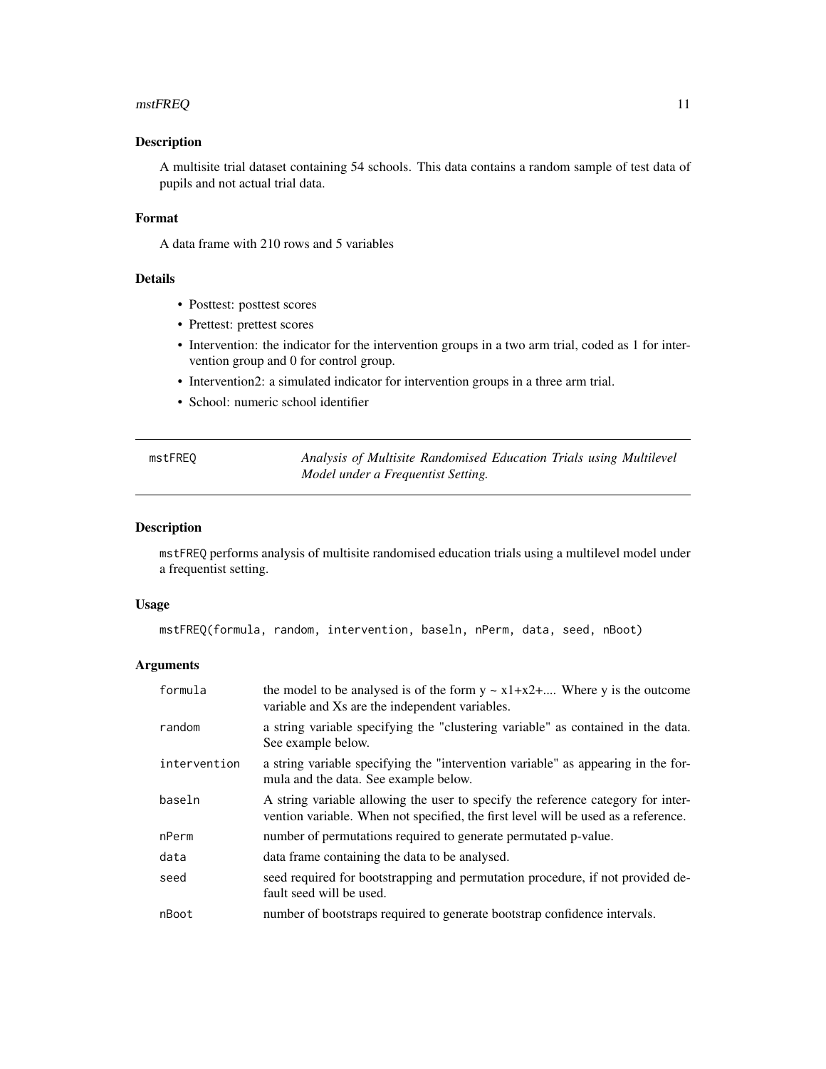### Description

A multisite trial dataset containing 54 schools. This data contains a random sample of test data of pupils and not actual trial data.

### Format

A data frame with 210 rows and 5 variables

### Details

- Posttest: posttest scores
- Prettest: prettest scores
- Intervention: the indicator for the intervention groups in a two arm trial, coded as 1 for intervention group and 0 for control group.
- Intervention2: a simulated indicator for intervention groups in a three arm trial.
- School: numeric school identifier

---

## mstFREQ — *Analysis of Multisite Randomised Education Trials using Multilevel Model under a Frequentist Setting.*

---

### Description

mstFREQ performs analysis of multisite randomised education trials using a multilevel model under a frequentist setting.

### Usage

```
mstFREQ(formula, random, intervention, baseln, nPerm, data, seed, nBoot)
```

### Arguments

| | |
|---|---|
| formula | the model to be analysed is of the form y ~ x1+x2+.... Where y is the outcome variable and Xs are the independent variables. |
| random | a string variable specifying the "clustering variable" as contained in the data. See example below. |
| intervention | a string variable specifying the "intervention variable" as appearing in the formula and the data. See example below. |
| baseln | A string variable allowing the user to specify the reference category for intervention variable. When not specified, the first level will be used as a reference. |
| nPerm | number of permutations required to generate permutated p-value. |
| data | data frame containing the data to be analysed. |
| seed | seed required for bootstrapping and permutation procedure, if not provided default seed will be used. |
| nBoot | number of bootstraps required to generate bootstrap confidence intervals. |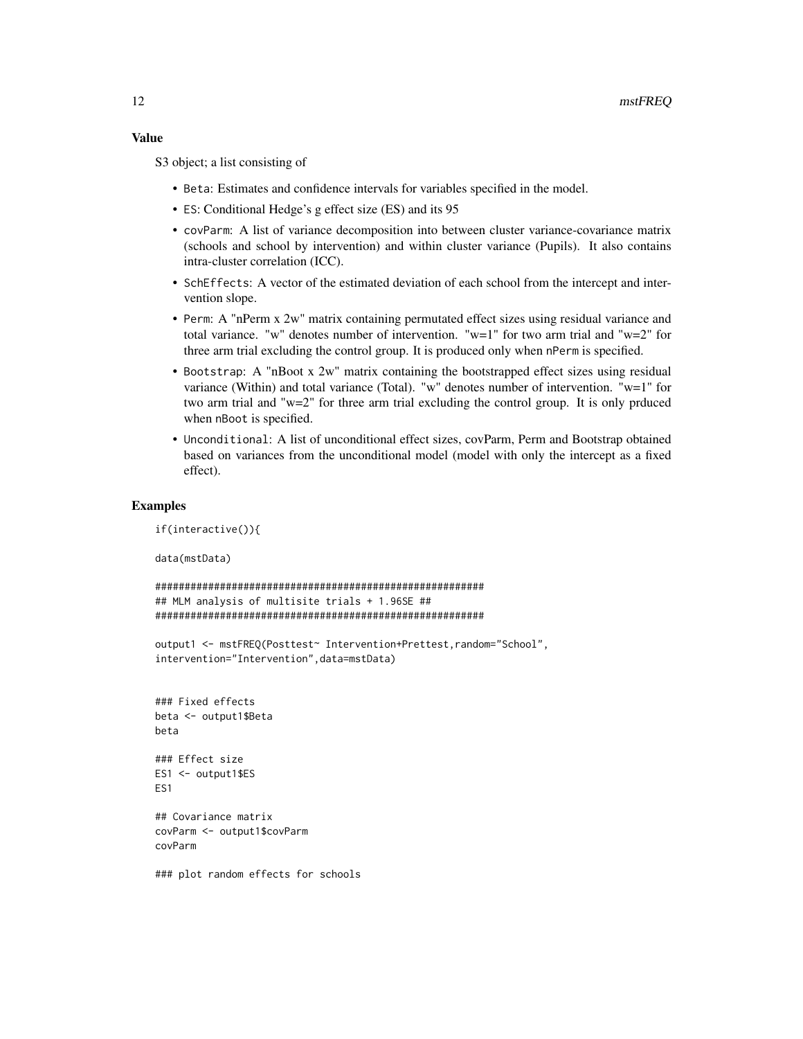## Value

S3 object; a list consisting of

- `Beta`: Estimates and confidence intervals for variables specified in the model.
- `ES`: Conditional Hedge's g effect size (ES) and its 95
- `covParm`: A list of variance decomposition into between cluster variance-covariance matrix (schools and school by intervention) and within cluster variance (Pupils). It also contains intra-cluster correlation (ICC).
- `SchEffects`: A vector of the estimated deviation of each school from the intercept and intervention slope.
- `Perm`: A "nPerm x 2w" matrix containing permutated effect sizes using residual variance and total variance. "w" denotes number of intervention. "w=1" for two arm trial and "w=2" for three arm trial excluding the control group. It is produced only when `nPerm` is specified.
- `Bootstrap`: A "nBoot x 2w" matrix containing the bootstrapped effect sizes using residual variance (Within) and total variance (Total). "w" denotes number of intervention. "w=1" for two arm trial and "w=2" for three arm trial excluding the control group. It is only prduced when `nBoot` is specified.
- `Unconditional`: A list of unconditional effect sizes, covParm, Perm and Bootstrap obtained based on variances from the unconditional model (model with only the intercept as a fixed effect).

## Examples

```
if(interactive()){

data(mstData)

########################################################
## MLM analysis of multisite trials + 1.96SE ##
########################################################

output1 <- mstFREQ(Posttest~ Intervention+Prettest,random="School",
intervention="Intervention",data=mstData)


### Fixed effects
beta <- output1$Beta
beta

### Effect size
ES1 <- output1$ES
ES1

## Covariance matrix
covParm <- output1$covParm
covParm

### plot random effects for schools
```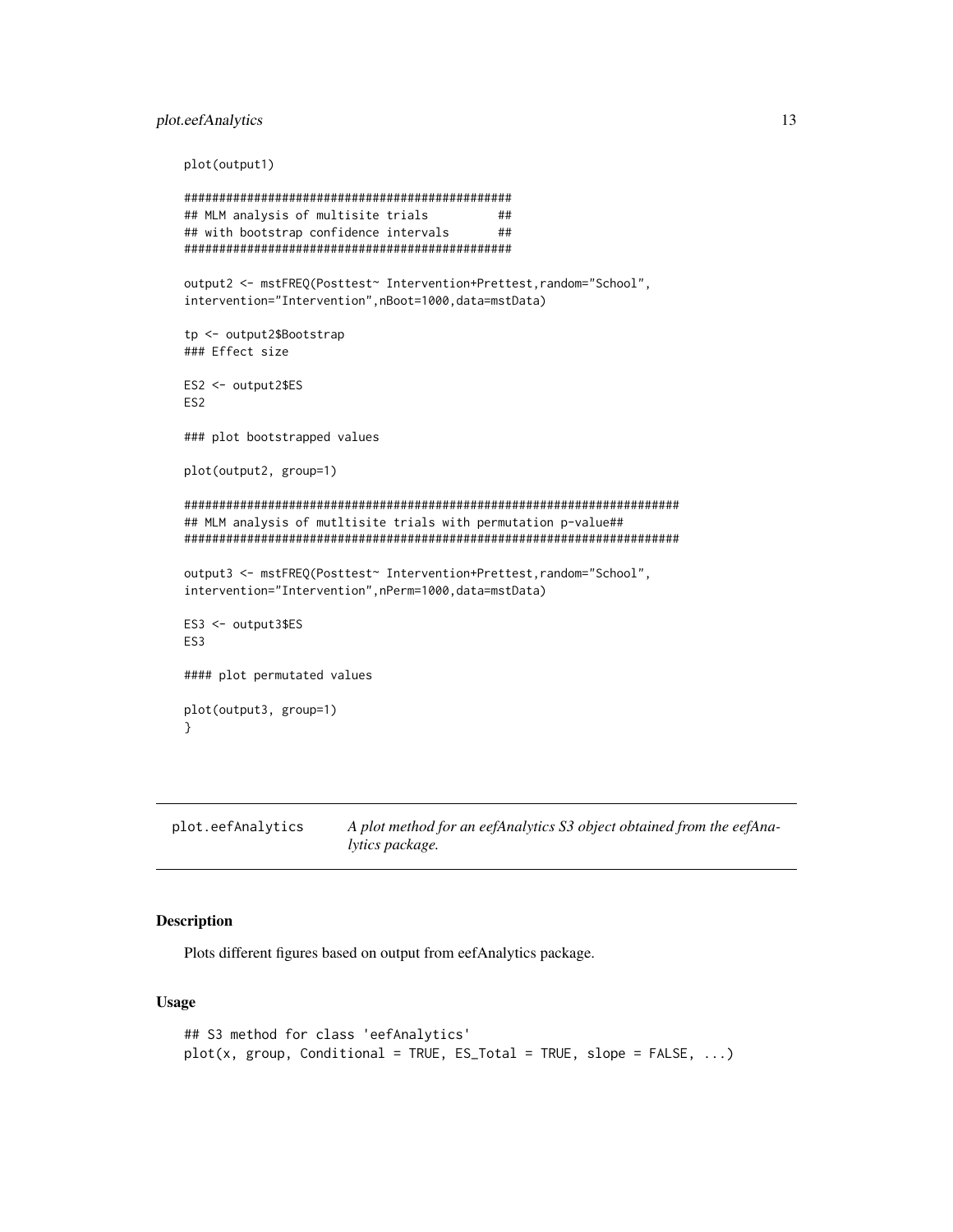```
plot(output1)

###############################################
## MLM analysis of multisite trials          ##
## with bootstrap confidence intervals       ##
###############################################

output2 <- mstFREQ(Posttest~ Intervention+Prettest,random="School",
intervention="Intervention",nBoot=1000,data=mstData)

tp <- output2$Bootstrap
### Effect size

ES2 <- output2$ES
ES2

### plot bootstrapped values

plot(output2, group=1)

#######################################################################
## MLM analysis of mutltisite trials with permutation p-value##
#######################################################################

output3 <- mstFREQ(Posttest~ Intervention+Prettest,random="School",
intervention="Intervention",nPerm=1000,data=mstData)

ES3 <- output3$ES
ES3

#### plot permutated values

plot(output3, group=1)
}
```

---

`plot.eefAnalytics` *A plot method for an eefAnalytics S3 object obtained from the eefAnalytics package.*

---

## Description

Plots different figures based on output from eefAnalytics package.

## Usage

```
## S3 method for class 'eefAnalytics'
plot(x, group, Conditional = TRUE, ES_Total = TRUE, slope = FALSE, ...)
```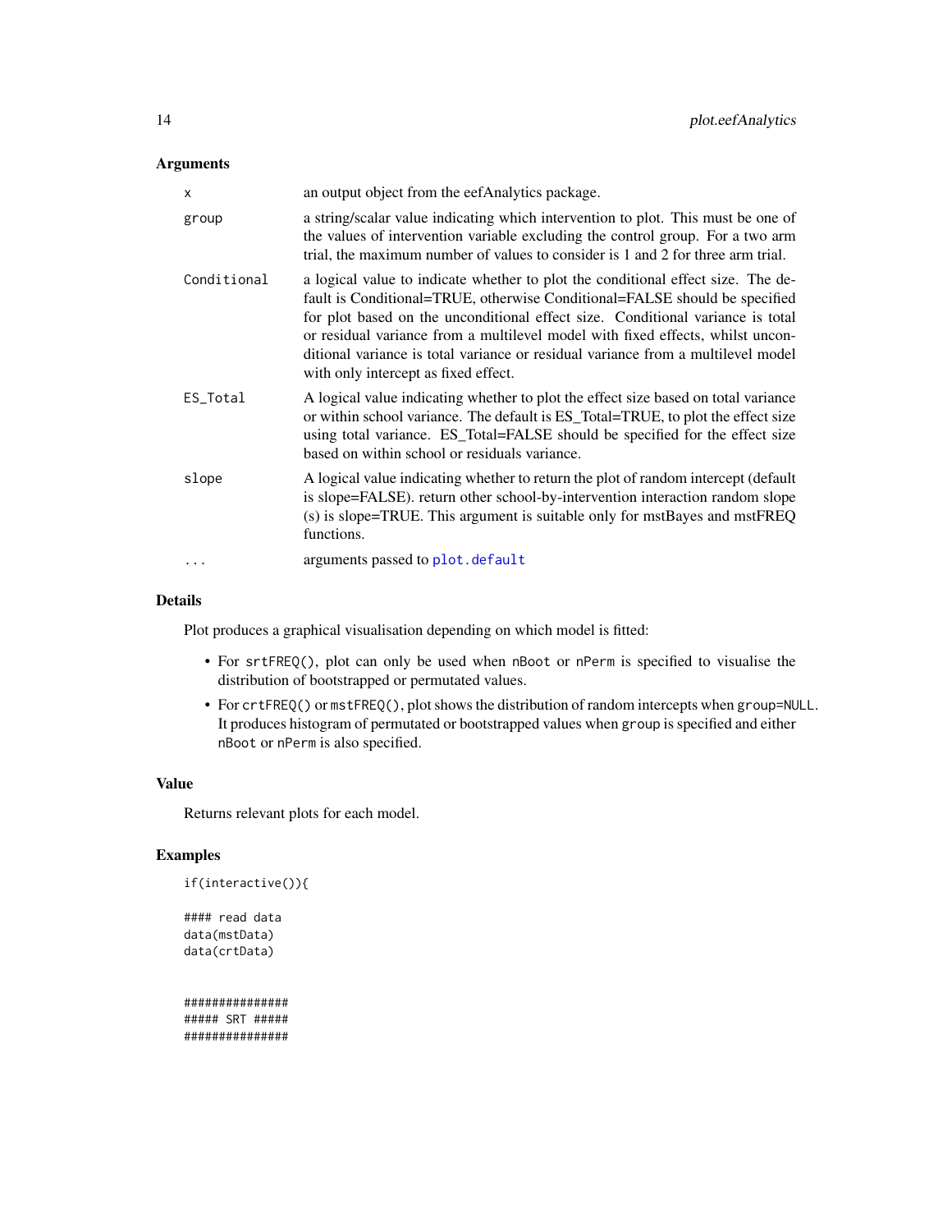## Arguments

| | |
|---|---|
| `x` | an output object from the eefAnalytics package. |
| `group` | a string/scalar value indicating which intervention to plot. This must be one of the values of intervention variable excluding the control group. For a two arm trial, the maximum number of values to consider is 1 and 2 for three arm trial. |
| `Conditional` | a logical value to indicate whether to plot the conditional effect size. The default is Conditional=TRUE, otherwise Conditional=FALSE should be specified for plot based on the unconditional effect size. Conditional variance is total or residual variance from a multilevel model with fixed effects, whilst unconditional variance is total variance or residual variance from a multilevel model with only intercept as fixed effect. |
| `ES_Total` | A logical value indicating whether to plot the effect size based on total variance or within school variance. The default is ES_Total=TRUE, to plot the effect size using total variance. ES_Total=FALSE should be specified for the effect size based on within school or residuals variance. |
| `slope` | A logical value indicating whether to return the plot of random intercept (default is slope=FALSE). return other school-by-intervention interaction random slope (s) is slope=TRUE. This argument is suitable only for mstBayes and mstFREQ functions. |
| `...` | arguments passed to `plot.default` |

## Details

Plot produces a graphical visualisation depending on which model is fitted:

- For `srtFREQ()`, plot can only be used when `nBoot` or `nPerm` is specified to visualise the distribution of bootstrapped or permutated values.
- For `crtFREQ()` or `mstFREQ()`, plot shows the distribution of random intercepts when `group=NULL`. It produces histogram of permutated or bootstrapped values when `group` is specified and either `nBoot` or `nPerm` is also specified.

## Value

Returns relevant plots for each model.

## Examples

```
if(interactive()){

#### read data
data(mstData)
data(crtData)


###############
##### SRT #####
###############
```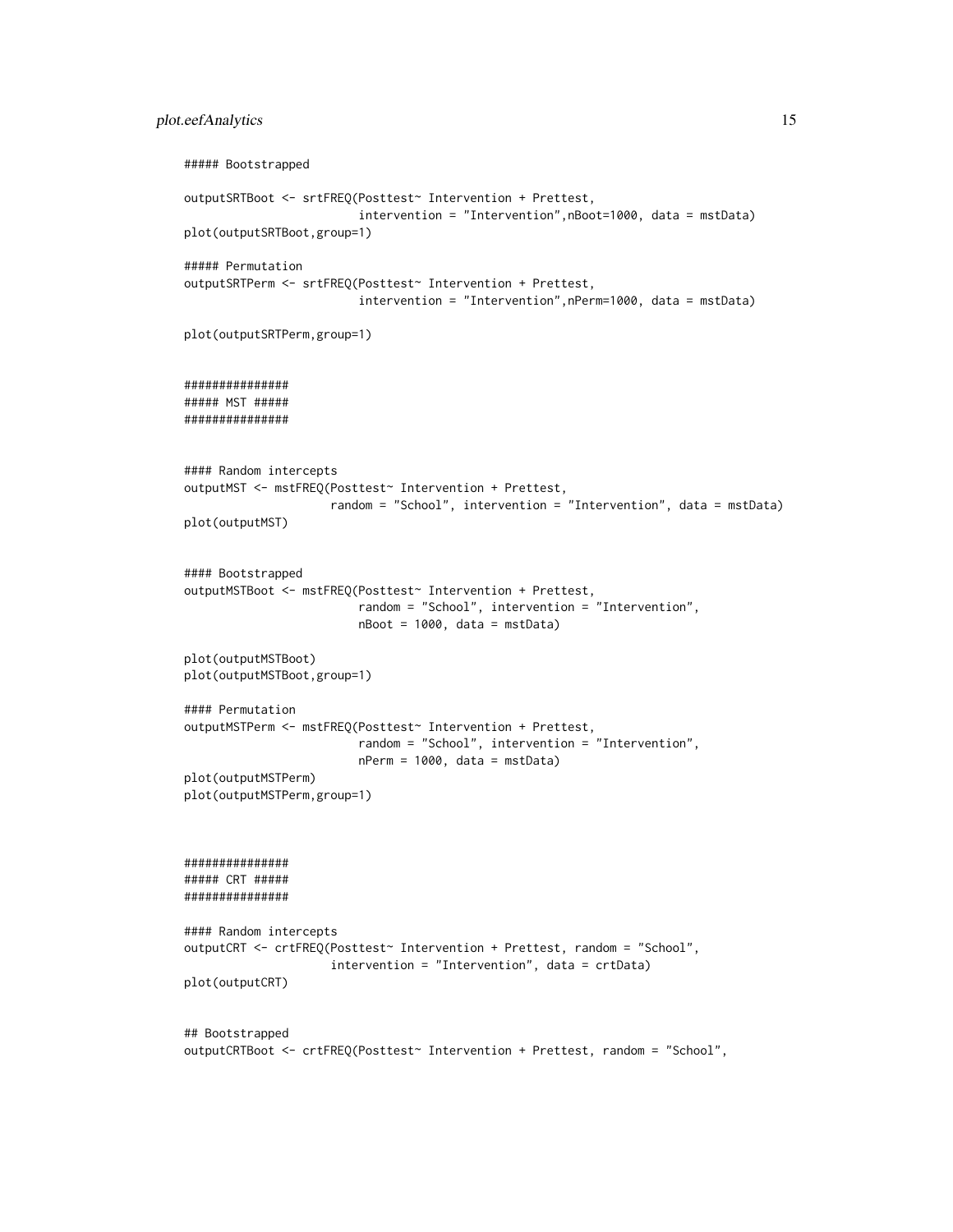```
##### Bootstrapped

outputSRTBoot <- srtFREQ(Posttest~ Intervention + Prettest,
                         intervention = "Intervention",nBoot=1000, data = mstData)
plot(outputSRTBoot,group=1)

##### Permutation
outputSRTPerm <- srtFREQ(Posttest~ Intervention + Prettest,
                         intervention = "Intervention",nPerm=1000, data = mstData)

plot(outputSRTPerm,group=1)


###############
##### MST #####
###############


#### Random intercepts
outputMST <- mstFREQ(Posttest~ Intervention + Prettest,
                     random = "School", intervention = "Intervention", data = mstData)
plot(outputMST)


#### Bootstrapped
outputMSTBoot <- mstFREQ(Posttest~ Intervention + Prettest,
                         random = "School", intervention = "Intervention",
                         nBoot = 1000, data = mstData)

plot(outputMSTBoot)
plot(outputMSTBoot,group=1)

#### Permutation
outputMSTPerm <- mstFREQ(Posttest~ Intervention + Prettest,
                         random = "School", intervention = "Intervention",
                         nPerm = 1000, data = mstData)
plot(outputMSTPerm)
plot(outputMSTPerm,group=1)



###############
##### CRT #####
###############

#### Random intercepts
outputCRT <- crtFREQ(Posttest~ Intervention + Prettest, random = "School",
                     intervention = "Intervention", data = crtData)
plot(outputCRT)


## Bootstrapped
outputCRTBoot <- crtFREQ(Posttest~ Intervention + Prettest, random = "School",
```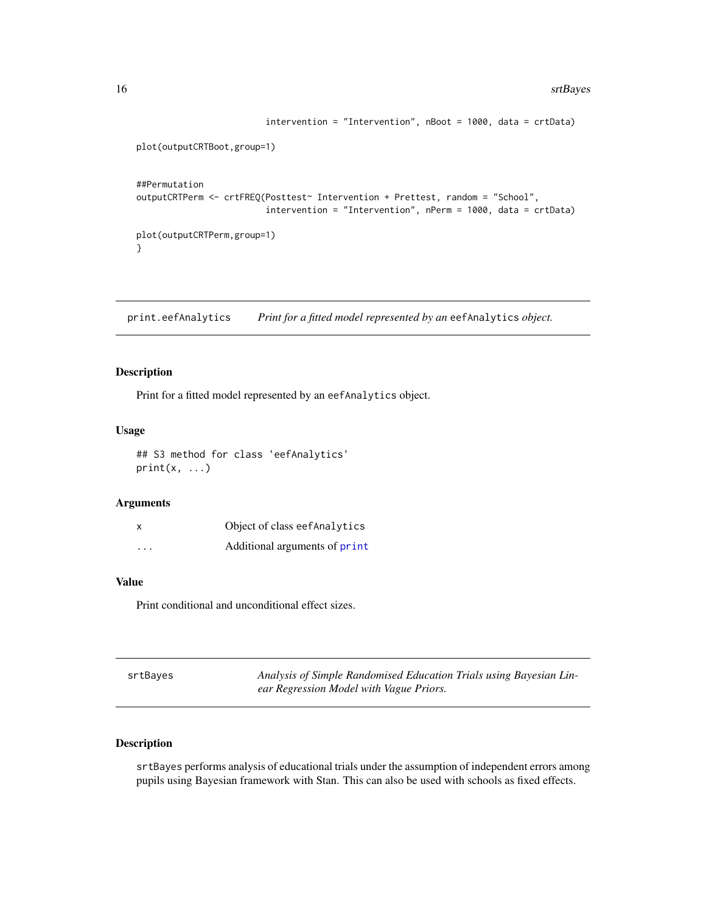```
                          intervention = "Intervention", nBoot = 1000, data = crtData)

plot(outputCRTBoot,group=1)


##Permutation
outputCRTPerm <- crtFREQ(Posttest~ Intervention + Prettest, random = "School",
                          intervention = "Intervention", nPerm = 1000, data = crtData)

plot(outputCRTPerm,group=1)
}
```

## print.eefAnalytics — *Print for a fitted model represented by an* eefAnalytics *object.*

### Description

Print for a fitted model represented by an eefAnalytics object.

### Usage

```
## S3 method for class 'eefAnalytics'
print(x, ...)
```

### Arguments

| | |
|---|---|
| x | Object of class eefAnalytics |
| ... | Additional arguments of print |

### Value

Print conditional and unconditional effect sizes.

## srtBayes — *Analysis of Simple Randomised Education Trials using Bayesian Linear Regression Model with Vague Priors.*

### Description

srtBayes performs analysis of educational trials under the assumption of independent errors among pupils using Bayesian framework with Stan. This can also be used with schools as fixed effects.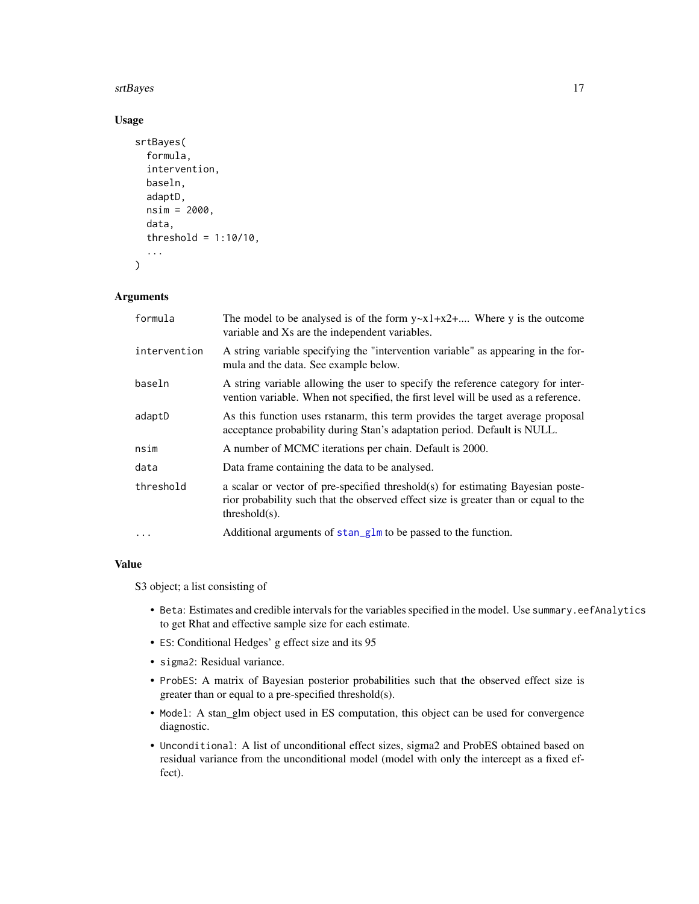## Usage

```
srtBayes(
  formula,
  intervention,
  baseln,
  adaptD,
  nsim = 2000,
  data,
  threshold = 1:10/10,
  ...
)
```

## Arguments

| | |
|---|---|
| formula | The model to be analysed is of the form y~x1+x2+.... Where y is the outcome variable and Xs are the independent variables. |
| intervention | A string variable specifying the "intervention variable" as appearing in the formula and the data. See example below. |
| baseln | A string variable allowing the user to specify the reference category for intervention variable. When not specified, the first level will be used as a reference. |
| adaptD | As this function uses rstanarm, this term provides the target average proposal acceptance probability during Stan's adaptation period. Default is NULL. |
| nsim | A number of MCMC iterations per chain. Default is 2000. |
| data | Data frame containing the data to be analysed. |
| threshold | a scalar or vector of pre-specified threshold(s) for estimating Bayesian posterior probability such that the observed effect size is greater than or equal to the threshold(s). |
| ... | Additional arguments of stan_glm to be passed to the function. |

## Value

S3 object; a list consisting of

- `Beta`: Estimates and credible intervals for the variables specified in the model. Use `summary.eefAnalytics` to get Rhat and effective sample size for each estimate.
- `ES`: Conditional Hedges' g effect size and its 95
- `sigma2`: Residual variance.
- `ProbES`: A matrix of Bayesian posterior probabilities such that the observed effect size is greater than or equal to a pre-specified threshold(s).
- `Model`: A stan_glm object used in ES computation, this object can be used for convergence diagnostic.
- `Unconditional`: A list of unconditional effect sizes, sigma2 and ProbES obtained based on residual variance from the unconditional model (model with only the intercept as a fixed effect).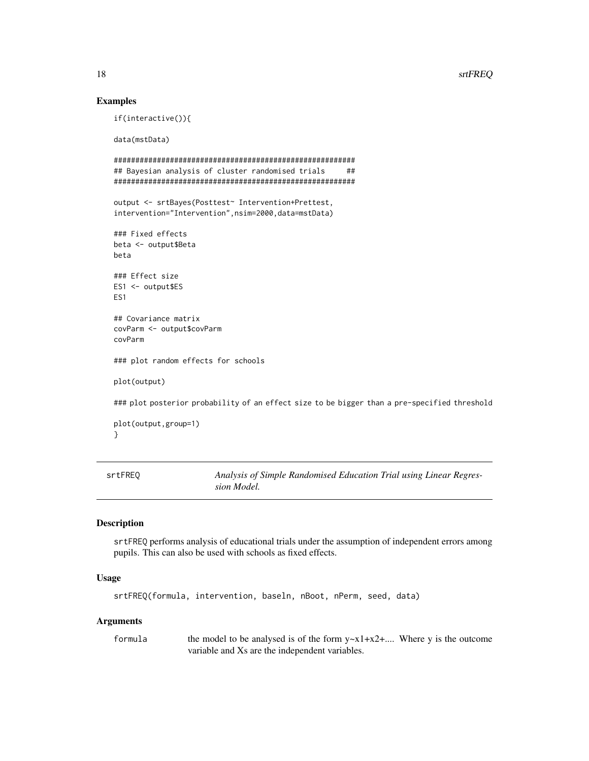## Examples

```
if(interactive()){

data(mstData)

########################################################
## Bayesian analysis of cluster randomised trials     ##
########################################################

output <- srtBayes(Posttest~ Intervention+Prettest,
intervention="Intervention",nsim=2000,data=mstData)

### Fixed effects
beta <- output$Beta
beta

### Effect size
ES1 <- output$ES
ES1

## Covariance matrix
covParm <- output$covParm
covParm

### plot random effects for schools

plot(output)

### plot posterior probability of an effect size to be bigger than a pre-specified threshold

plot(output,group=1)
}
```

---

srtFREQ — *Analysis of Simple Randomised Education Trial using Linear Regression Model.*

---

### Description

srtFREQ performs analysis of educational trials under the assumption of independent errors among pupils. This can also be used with schools as fixed effects.

### Usage

```
srtFREQ(formula, intervention, baseln, nBoot, nPerm, seed, data)
```

### Arguments

formula — the model to be analysed is of the form y~x1+x2+.... Where y is the outcome variable and Xs are the independent variables.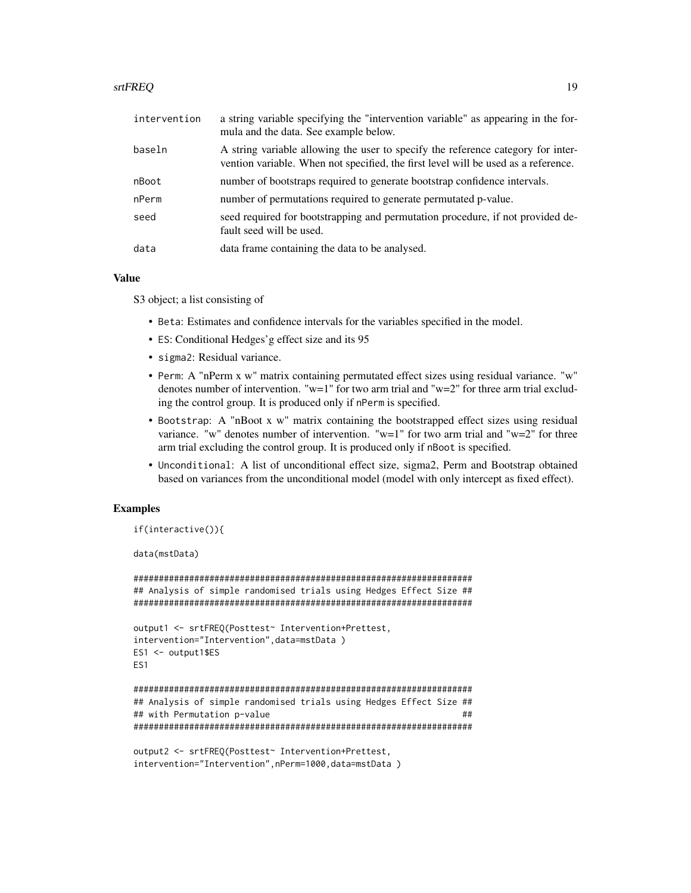| | |
|---|---|
| intervention | a string variable specifying the "intervention variable" as appearing in the formula and the data. See example below. |
| baseln | A string variable allowing the user to specify the reference category for intervention variable. When not specified, the first level will be used as a reference. |
| nBoot | number of bootstraps required to generate bootstrap confidence intervals. |
| nPerm | number of permutations required to generate permutated p-value. |
| seed | seed required for bootstrapping and permutation procedure, if not provided default seed will be used. |
| data | data frame containing the data to be analysed. |

### Value

S3 object; a list consisting of

- `Beta`: Estimates and confidence intervals for the variables specified in the model.
- `ES`: Conditional Hedges'g effect size and its 95
- `sigma2`: Residual variance.
- `Perm`: A "nPerm x w" matrix containing permutated effect sizes using residual variance. "w" denotes number of intervention. "w=1" for two arm trial and "w=2" for three arm trial excluding the control group. It is produced only if `nPerm` is specified.
- `Bootstrap`: A "nBoot x w" matrix containing the bootstrapped effect sizes using residual variance. "w" denotes number of intervention. "w=1" for two arm trial and "w=2" for three arm trial excluding the control group. It is produced only if `nBoot` is specified.
- `Unconditional`: A list of unconditional effect size, sigma2, Perm and Bootstrap obtained based on variances from the unconditional model (model with only intercept as fixed effect).

### Examples

```
if(interactive()){

data(mstData)

###################################################################
## Analysis of simple randomised trials using Hedges Effect Size ##
###################################################################

output1 <- srtFREQ(Posttest~ Intervention+Prettest,
intervention="Intervention",data=mstData )
ES1 <- output1$ES
ES1

###################################################################
## Analysis of simple randomised trials using Hedges Effect Size ##
## with Permutation p-value                                      ##
###################################################################

output2 <- srtFREQ(Posttest~ Intervention+Prettest,
intervention="Intervention",nPerm=1000,data=mstData )
```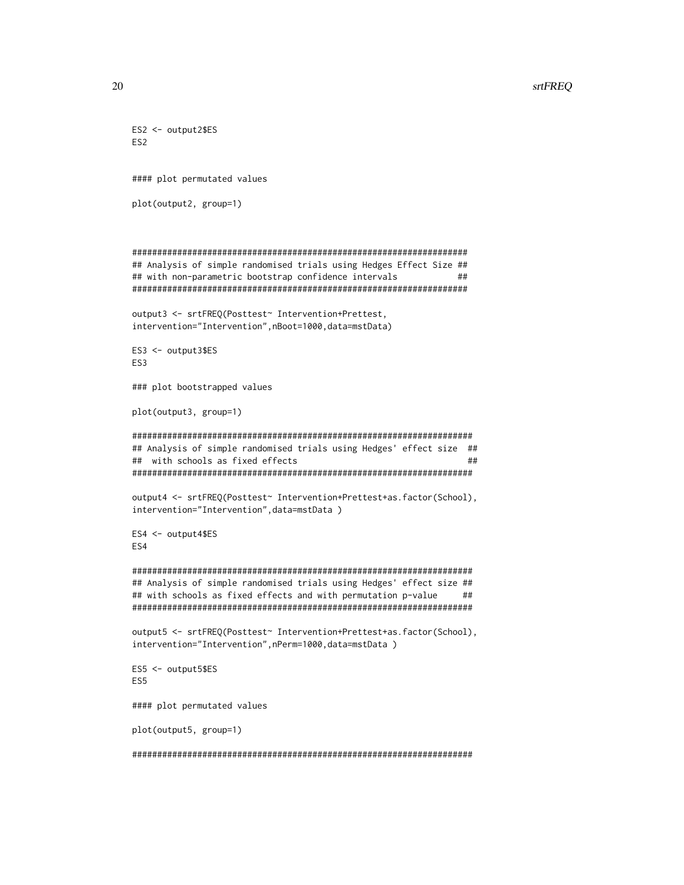```
ES2 <- output2$ES
ES2

#### plot permutated values

plot(output2, group=1)



###################################################################
## Analysis of simple randomised trials using Hedges Effect Size ##
## with non-parametric bootstrap confidence intervals            ##
###################################################################

output3 <- srtFREQ(Posttest~ Intervention+Prettest,
intervention="Intervention",nBoot=1000,data=mstData)

ES3 <- output3$ES
ES3

### plot bootstrapped values

plot(output3, group=1)

####################################################################
## Analysis of simple randomised trials using Hedges' effect size  ##
##  with schools as fixed effects                                  ##
####################################################################

output4 <- srtFREQ(Posttest~ Intervention+Prettest+as.factor(School),
intervention="Intervention",data=mstData )

ES4 <- output4$ES
ES4

####################################################################
## Analysis of simple randomised trials using Hedges' effect size ##
## with schools as fixed effects and with permutation p-value     ##
####################################################################

output5 <- srtFREQ(Posttest~ Intervention+Prettest+as.factor(School),
intervention="Intervention",nPerm=1000,data=mstData )

ES5 <- output5$ES
ES5

#### plot permutated values

plot(output5, group=1)

####################################################################
```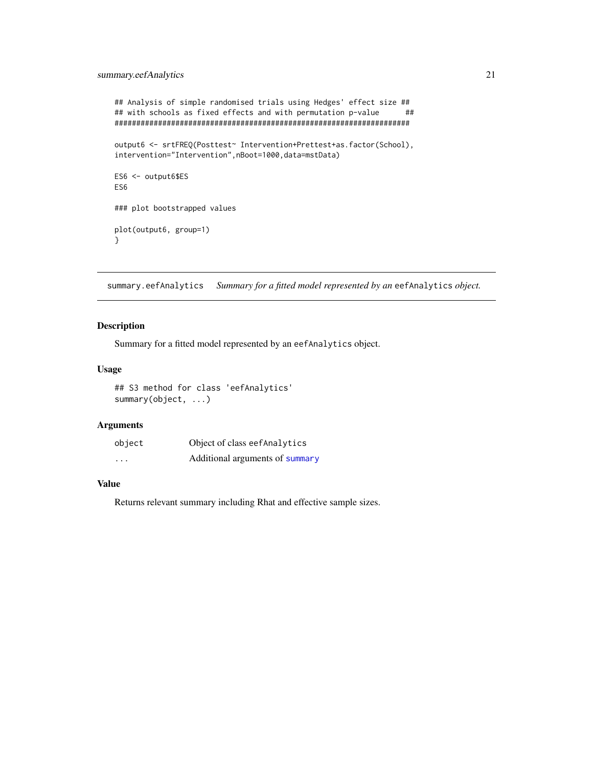```
## Analysis of simple randomised trials using Hedges' effect size ##
## with schools as fixed effects and with permutation p-value      ##
####################################################################

output6 <- srtFREQ(Posttest~ Intervention+Prettest+as.factor(School),
intervention="Intervention",nBoot=1000,data=mstData)

ES6 <- output6$ES
ES6

### plot bootstrapped values

plot(output6, group=1)
}
```

## summary.eefAnalytics — *Summary for a fitted model represented by an* `eefAnalytics` *object.*

### Description

Summary for a fitted model represented by an `eefAnalytics` object.

### Usage

```
## S3 method for class 'eefAnalytics'
summary(object, ...)
```

### Arguments

| | |
|---|---|
| `object` | Object of class `eefAnalytics` |
| `...` | Additional arguments of `summary` |

### Value

Returns relevant summary including Rhat and effective sample sizes.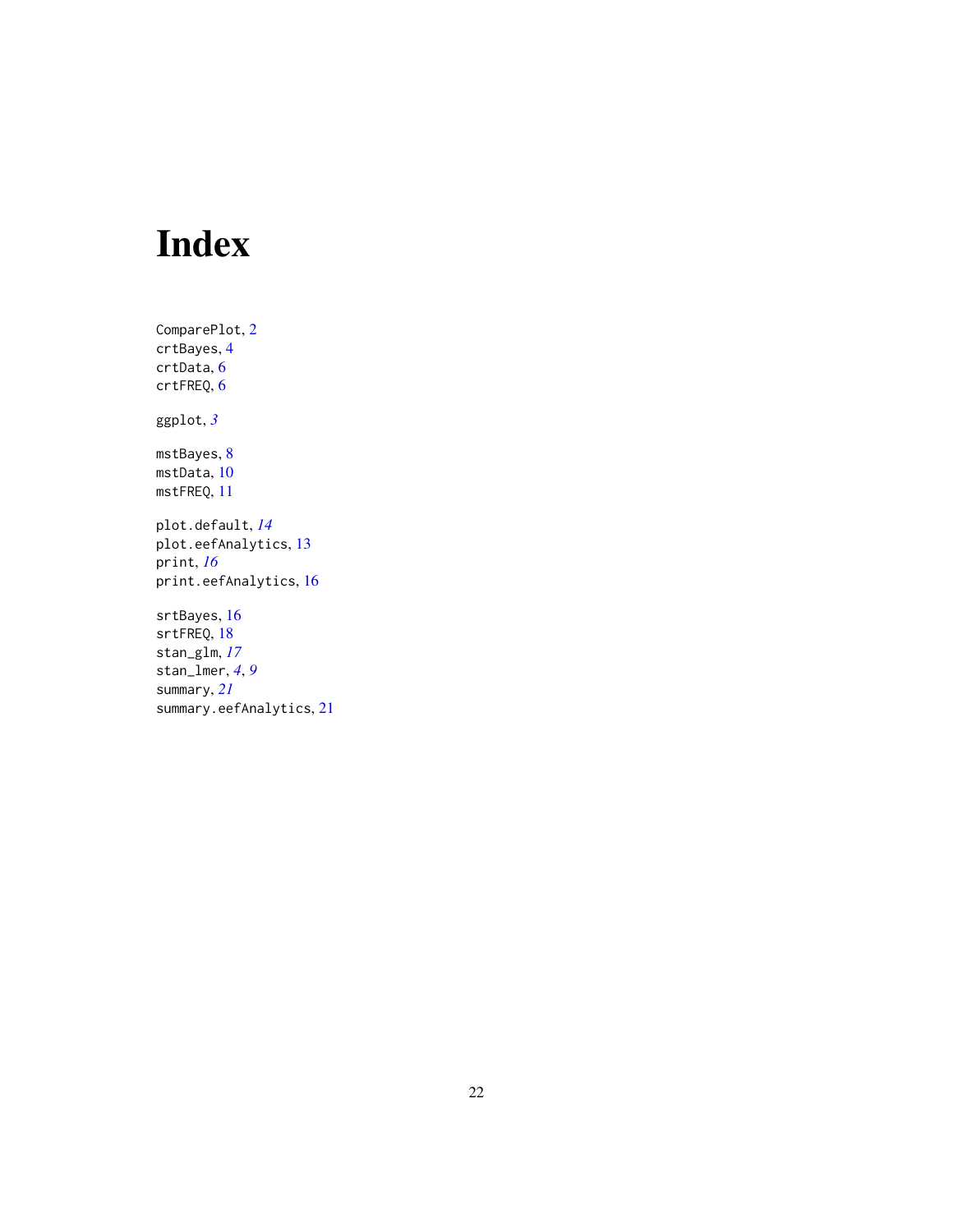# Index

ComparePlot, 2
crtBayes, 4
crtData, 6
crtFREQ, 6

ggplot, *3*

mstBayes, 8
mstData, 10
mstFREQ, 11

plot.default, *14*
plot.eefAnalytics, 13
print, *16*
print.eefAnalytics, 16

srtBayes, 16
srtFREQ, 18
stan_glm, *17*
stan_lmer, *4*, *9*
summary, *21*
summary.eefAnalytics, 21